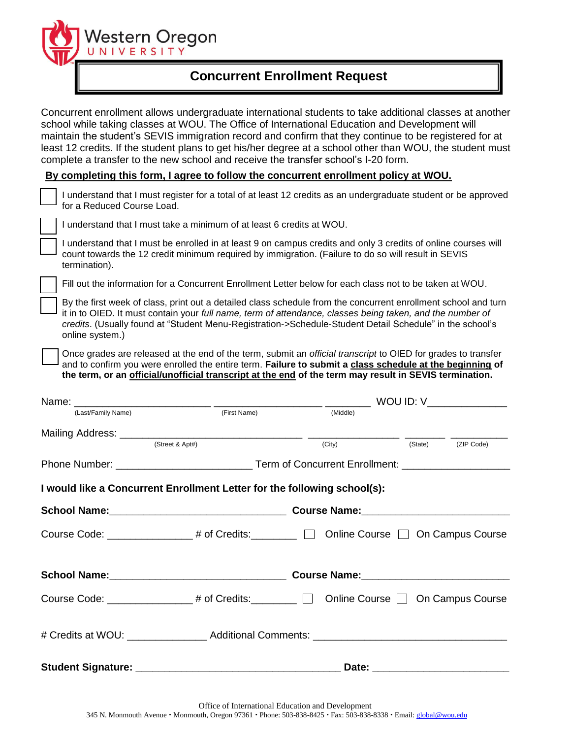Western Oregon UNIVERSITY

# Concurrent Enrollment Request

Concurrent enrollment allows undergraduate international students to take additional classes at another school while taking classes at WOU. The Office of International Education and Development will maintain the student's SEVIS immigration record and confirm that they continue to be registered for at least 12 credits. If the student plans to get his/her degree at a school other than WOU, the student must complete a transfer to the new school and receive the transfer school's I-20 form.

**By completing this form, I agree to follow the concurrent enrollment policy at WOU.**

- ☐ I understand that I must register for a total of at least 12 credits as an undergraduate student or be approved for a Reduced Course Load.
- ☐ I understand that I must take a minimum of at least 6 credits at WOU.
- ☐ I understand that I must be enrolled in at least 9 on campus credits and only 3 credits of online courses will count towards the 12 credit minimum required by immigration. (Failure to do so will result in SEVIS termination).
- ☐ Fill out the information for a Concurrent Enrollment Letter below for each class not to be taken at WOU.
- ☐ By the first week of class, print out a detailed class schedule from the concurrent enrollment school and turn it in to OIED. It must contain your *full name, term of attendance, classes being taken, and the number of credits*. (Usually found at "Student Menu-Registration->Schedule-Student Detail Schedule" in the school's online system.)
- ☐ Once grades are released at the end of the term, submit an *official transcript* to OIED for grades to transfer and to confirm you were enrolled the entire term. **Failure to submit a class schedule at the beginning of the term, or an official/unofficial transcript at the end of the term may result in SEVIS termination.**

Name: ________________________ ____________________ ________ WOU ID: V_____________
(Last/Family Name) (First Name) (Middle)

Mailing Address: ________________________________ ________________ _______ __________
(Street & Apt#) (City) (State) (ZIP Code)

Phone Number: ________________________ Term of Concurrent Enrollment: __________________

**I would like a Concurrent Enrollment Letter for the following school(s):**

**School Name:**_______________________________ **Course Name:**_________________________

Course Code: _______________ # of Credits:________ ☐ Online Course ☐ On Campus Course

**School Name:**_______________________________ **Course Name:**_________________________

Course Code: _______________ # of Credits:________ ☐ Online Course ☐ On Campus Course

# Credits at WOU: ______________ Additional Comments: _________________________________

**Student Signature:** ____________________________________ **Date:** ________________________

Office of International Education and Development
345 N. Monmouth Avenue • Monmouth, Oregon 97361 • Phone: 503-838-8425 • Fax: 503-838-8338 • Email: global@wou.edu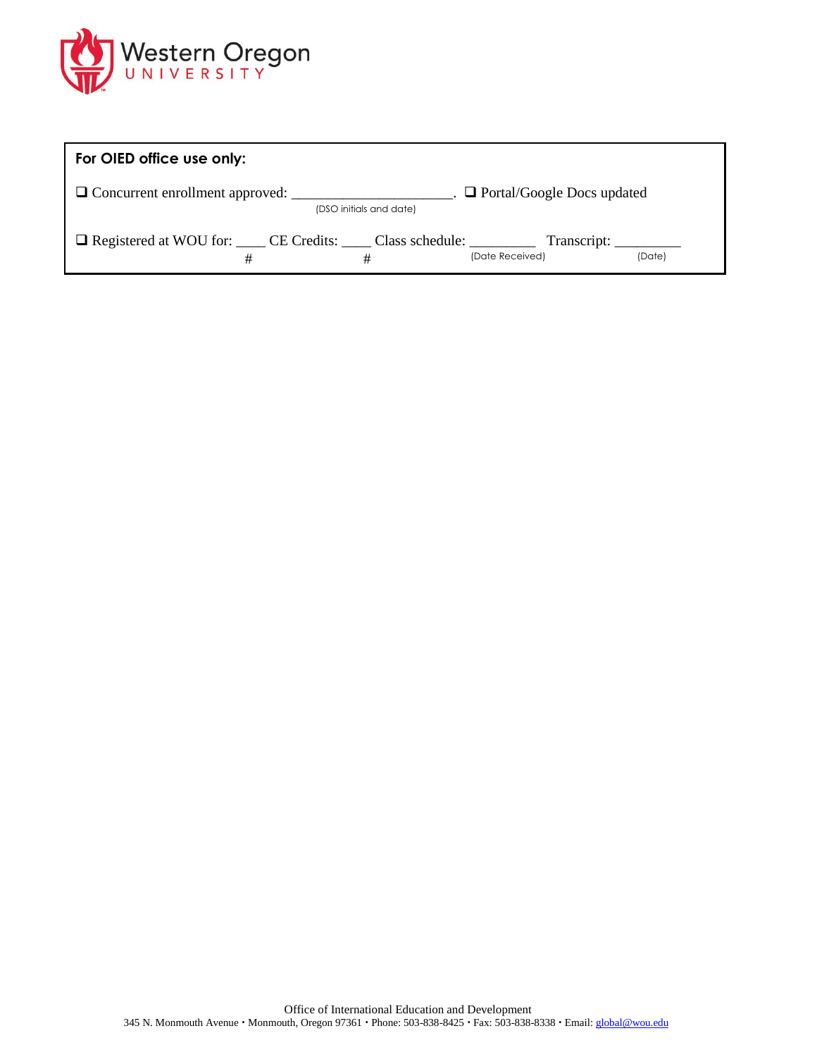**For OIED office use only:**

❑ Concurrent enrollment approved: _____________________. ❑ Portal/Google Docs updated
(DSO initials and date)

❑ Registered at WOU for: ____ CE Credits: ____ Class schedule: _________ Transcript: _________
\# \# (Date Received) (Date)

Office of International Education and Development
345 N. Monmouth Avenue • Monmouth, Oregon 97361 • Phone: 503-838-8425 • Fax: 503-838-8338 • Email: global@wou.edu